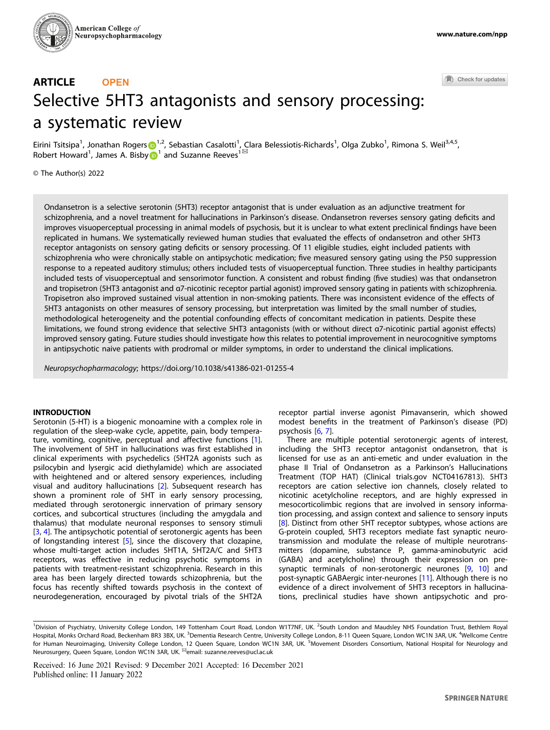ARTICLE OPEN

# Selective 5HT3 antagonists and sensory processing: a systematic review

Eirini Tsitsipa[1], Jonathan Rogers[1,2], Sebastian Casalotti[1], Clara Belessiotis-Richards[1], Olga Zubko[1], Rimona S. Weil[3,4,5], Robert Howard[1], James A. Bisby[1] and Suzanne Reeves[1]✉

© The Author(s) 2022

Ondansetron is a selective serotonin (5HT3) receptor antagonist that is under evaluation as an adjunctive treatment for schizophrenia, and a novel treatment for hallucinations in Parkinson's disease. Ondansetron reverses sensory gating deficits and improves visuoperceptual processing in animal models of psychosis, but it is unclear to what extent preclinical findings have been replicated in humans. We systematically reviewed human studies that evaluated the effects of ondansetron and other 5HT3 receptor antagonists on sensory gating deficits or sensory processing. Of 11 eligible studies, eight included patients with schizophrenia who were chronically stable on antipsychotic medication; five measured sensory gating using the P50 suppression response to a repeated auditory stimulus; others included tests of visuoperceptual function. Three studies in healthy participants included tests of visuoperceptual and sensorimotor function. A consistent and robust finding (five studies) was that ondansetron and tropisetron (5HT3 antagonist and α7-nicotinic receptor partial agonist) improved sensory gating in patients with schizophrenia. Tropisetron also improved sustained visual attention in non-smoking patients. There was inconsistent evidence of the effects of 5HT3 antagonists on other measures of sensory processing, but interpretation was limited by the small number of studies, methodological heterogeneity and the potential confounding effects of concomitant medication in patients. Despite these limitations, we found strong evidence that selective 5HT3 antagonists (with or without direct α7-nicotinic partial agonist effects) improved sensory gating. Future studies should investigate how this relates to potential improvement in neurocognitive symptoms in antipsychotic naive patients with prodromal or milder symptoms, in order to understand the clinical implications.

*Neuropsychopharmacology*; https://doi.org/10.1038/s41386-021-01255-4

## INTRODUCTION

Serotonin (5-HT) is a biogenic monoamine with a complex role in regulation of the sleep-wake cycle, appetite, pain, body temperature, vomiting, cognitive, perceptual and affective functions [1]. The involvement of 5HT in hallucinations was first established in clinical experiments with psychedelics (5HT2A agonists such as psilocybin and lysergic acid diethylamide) which are associated with heightened or altered sensory experiences, including visual and auditory hallucinations [2]. Subsequent research has shown a prominent role of 5HT in early sensory processing, mediated through serotonergic innervation of primary sensory cortices, and subcortical structures (including the amygdala and thalamus) that modulate neuronal responses to sensory stimuli [3, 4]. The antipsychotic potential of serotonergic agents has been of longstanding interest [5], since the discovery that clozapine, whose multi-target action includes 5HT1A, 5HT2A/C and 5HT3 receptors, was effective in reducing psychotic symptoms in patients with treatment-resistant schizophrenia. Research in this area has been largely directed towards schizophrenia, but the focus has recently shifted towards psychosis in the context of neurodegeneration, encouraged by pivotal trials of the 5HT2A receptor partial inverse agonist Pimavanserin, which showed modest benefits in the treatment of Parkinson's disease (PD) psychosis [6, 7].

There are multiple potential serotonergic agents of interest, including the 5HT3 receptor antagonist ondansetron, that is licensed for use as an anti-emetic and under evaluation in the phase II Trial of Ondansetron as a Parkinson's Hallucinations Treatment (TOP HAT) (Clinical trials.gov NCT04167813). 5HT3 receptors are cation selective ion channels, closely related to nicotinic acetylcholine receptors, and are highly expressed in mesocorticolimbic regions that are involved in sensory information processing, and assign context and salience to sensory inputs [8]. Distinct from other 5HT receptor subtypes, whose actions are G-protein coupled, 5HT3 receptors mediate fast synaptic neurotransmission and modulate the release of multiple neurotransmitters (dopamine, substance P, gamma-aminobutyric acid (GABA) and acetylcholine) through their expression on presynaptic terminals of non-serotonergic neurones [9, 10] and post-synaptic GABAergic inter-neurones [11]. Although there is no evidence of a direct involvement of 5HT3 receptors in hallucinations, preclinical studies have shown antipsychotic and pro-

[1]Division of Psychiatry, University College London, 149 Tottenham Court Road, London W1T7NF, UK. [2]South London and Maudsley NHS Foundation Trust, Bethlem Royal Hospital, Monks Orchard Road, Beckenham BR3 3BX, UK. [3]Dementia Research Centre, University College London, 8-11 Queen Square, London WC1N 3AR, UK. [4]Wellcome Centre for Human Neuroimaging, University College London, 12 Queen Square, London WC1N 3AR, UK. [5]Movement Disorders Consortium, National Hospital for Neurology and Neurosurgery, Queen Square, London WC1N 3AR, UK. ✉email: suzanne.reeves@ucl.ac.uk

Received: 16 June 2021 Revised: 9 December 2021 Accepted: 16 December 2021
Published online: 11 January 2022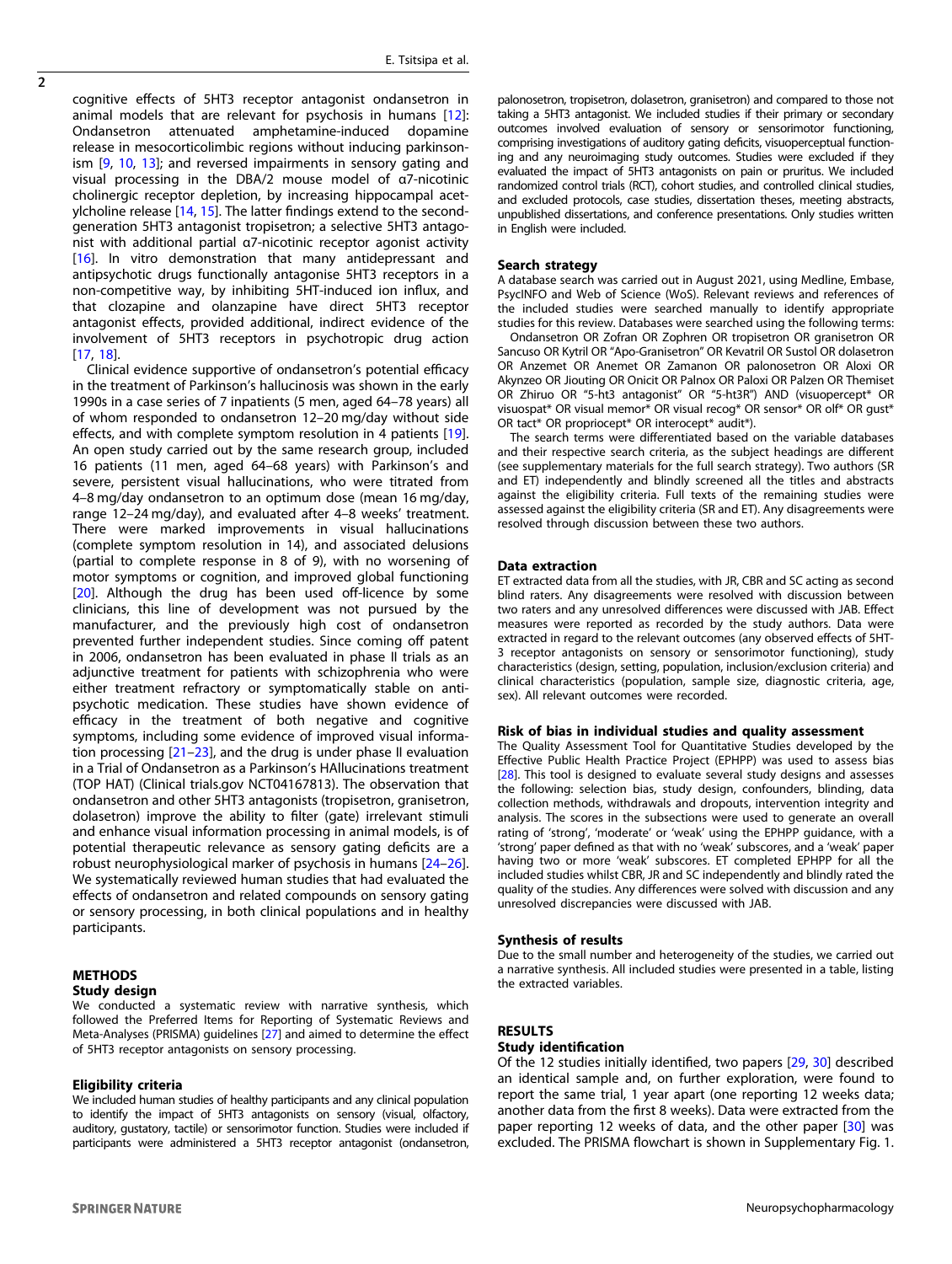cognitive effects of 5HT3 receptor antagonist ondansetron in animal models that are relevant for psychosis in humans [12]: Ondansetron attenuated amphetamine-induced dopamine release in mesocorticolimbic regions without inducing parkinsonism [9, 10, 13]; and reversed impairments in sensory gating and visual processing in the DBA/2 mouse model of α7-nicotinic cholinergic receptor depletion, by increasing hippocampal acetylcholine release [14, 15]. The latter findings extend to the second-generation 5HT3 antagonist tropisetron; a selective 5HT3 antagonist with additional partial α7-nicotinic receptor agonist activity [16]. In vitro demonstration that many antidepressant and antipsychotic drugs functionally antagonise 5HT3 receptors in a non-competitive way, by inhibiting 5HT-induced ion influx, and that clozapine and olanzapine have direct 5HT3 receptor antagonist effects, provided additional, indirect evidence of the involvement of 5HT3 receptors in psychotropic drug action [17, 18].

Clinical evidence supportive of ondansetron's potential efficacy in the treatment of Parkinson's hallucinosis was shown in the early 1990s in a case series of 7 inpatients (5 men, aged 64–78 years) all of whom responded to ondansetron 12–20 mg/day without side effects, and with complete symptom resolution in 4 patients [19]. An open study carried out by the same research group, included 16 patients (11 men, aged 64–68 years) with Parkinson's and severe, persistent visual hallucinations, who were titrated from 4–8 mg/day ondansetron to an optimum dose (mean 16 mg/day, range 12–24 mg/day), and evaluated after 4–8 weeks' treatment. There were marked improvements in visual hallucinations (complete symptom resolution in 14), and associated delusions (partial to complete response in 8 of 9), with no worsening of motor symptoms or cognition, and improved global functioning [20]. Although the drug has been used off-licence by some clinicians, this line of development was not pursued by the manufacturer, and the previously high cost of ondansetron prevented further independent studies. Since coming off patent in 2006, ondansetron has been evaluated in phase II trials as an adjunctive treatment for patients with schizophrenia who were either treatment refractory or symptomatically stable on antipsychotic medication. These studies have shown evidence of efficacy in the treatment of both negative and cognitive symptoms, including some evidence of improved visual information processing [21–23], and the drug is under phase II evaluation in a Trial of Ondansetron as a Parkinson's HAllucinations treatment (TOP HAT) (Clinical trials.gov NCT04167813). The observation that ondansetron and other 5HT3 antagonists (tropisetron, granisetron, dolasetron) improve the ability to filter (gate) irrelevant stimuli and enhance visual information processing in animal models, is of potential therapeutic relevance as sensory gating deficits are a robust neurophysiological marker of psychosis in humans [24–26]. We systematically reviewed human studies that had evaluated the effects of ondansetron and related compounds on sensory gating or sensory processing, in both clinical populations and in healthy participants.

## METHODS

### Study design

We conducted a systematic review with narrative synthesis, which followed the Preferred Items for Reporting of Systematic Reviews and Meta-Analyses (PRISMA) guidelines [27] and aimed to determine the effect of 5HT3 receptor antagonists on sensory processing.

### Eligibility criteria

We included human studies of healthy participants and any clinical population to identify the impact of 5HT3 antagonists on sensory (visual, olfactory, auditory, gustatory, tactile) or sensorimotor function. Studies were included if participants were administered a 5HT3 receptor antagonist (ondansetron, palonosetron, tropisetron, dolasetron, granisetron) and compared to those not taking a 5HT3 antagonist. We included studies if their primary or secondary outcomes involved evaluation of sensory or sensorimotor functioning, comprising investigations of auditory gating deficits, visuoperceptual functioning and any neuroimaging study outcomes. Studies were excluded if they evaluated the impact of 5HT3 antagonists on pain or pruritus. We included randomized control trials (RCT), cohort studies, and controlled clinical studies, and excluded protocols, case studies, dissertation theses, meeting abstracts, unpublished dissertations, and conference presentations. Only studies written in English were included.

### Search strategy

A database search was carried out in August 2021, using Medline, Embase, PsycINFO and Web of Science (WoS). Relevant reviews and references of the included studies were searched manually to identify appropriate studies for this review. Databases were searched using the following terms:

Ondansetron OR Zofran OR Zophren OR tropisetron OR granisetron OR Sancuso OR Kytril OR "Apo-Granisetron" OR Kevatril OR Sustol OR dolasetron OR Anzemet OR Anemet OR Zamanon OR palonosetron OR Aloxi OR Akynzeo OR Jiouting OR Onicit OR Palnox OR Paloxi OR Palzen OR Themiset OR Zhiruo OR "5-ht3 antagonist" OR "5-ht3R") AND (visuopercept* OR visuospat* OR visual memor* OR visual recog* OR sensor* OR olf* OR gust* OR tact* OR propriocept* OR interocept* audit*).

The search terms were differentiated based on the variable databases and their respective search criteria, as the subject headings are different (see supplementary materials for the full search strategy). Two authors (SR and ET) independently and blindly screened all the titles and abstracts against the eligibility criteria. Full texts of the remaining studies were assessed against the eligibility criteria (SR and ET). Any disagreements were resolved through discussion between these two authors.

### Data extraction

ET extracted data from all the studies, with JR, CBR and SC acting as second blind raters. Any disagreements were resolved with discussion between two raters and any unresolved differences were discussed with JAB. Effect measures were reported as recorded by the study authors. Data were extracted in regard to the relevant outcomes (any observed effects of 5HT-3 receptor antagonists on sensory or sensorimotor functioning), study characteristics (design, setting, population, inclusion/exclusion criteria) and clinical characteristics (population, sample size, diagnostic criteria, age, sex). All relevant outcomes were recorded.

### Risk of bias in individual studies and quality assessment

The Quality Assessment Tool for Quantitative Studies developed by the Effective Public Health Practice Project (EPHPP) was used to assess bias [28]. This tool is designed to evaluate several study designs and assesses the following: selection bias, study design, confounders, blinding, data collection methods, withdrawals and dropouts, intervention integrity and analysis. The scores in the subsections were used to generate an overall rating of 'strong', 'moderate' or 'weak' using the EPHPP guidance, with a 'strong' paper defined as that with no 'weak' subscores, and a 'weak' paper having two or more 'weak' subscores. ET completed EPHPP for all the included studies whilst CBR, JR and SC independently and blindly rated the quality of the studies. Any differences were solved with discussion and any unresolved discrepancies were discussed with JAB.

### Synthesis of results

Due to the small number and heterogeneity of the studies, we carried out a narrative synthesis. All included studies were presented in a table, listing the extracted variables.

## RESULTS

### Study identification

Of the 12 studies initially identified, two papers [29, 30] described an identical sample and, on further exploration, were found to report the same trial, 1 year apart (one reporting 12 weeks data; another data from the first 8 weeks). Data were extracted from the paper reporting 12 weeks of data, and the other paper [30] was excluded. The PRISMA flowchart is shown in Supplementary Fig. 1.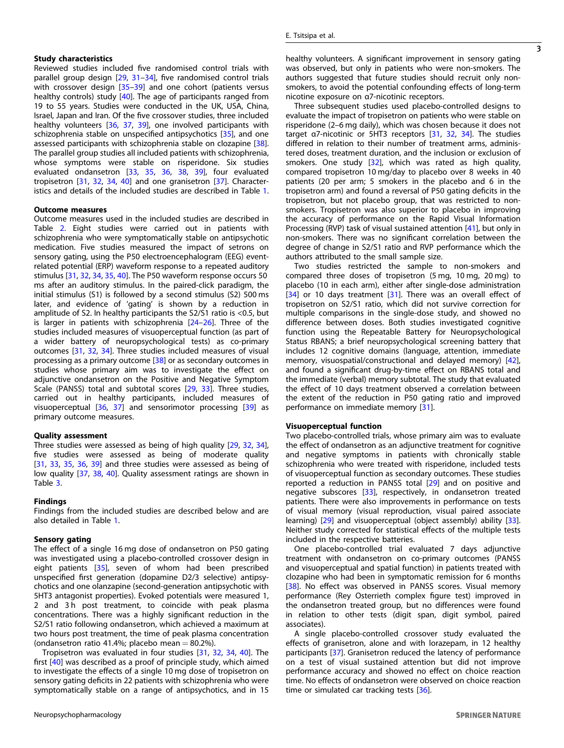### Study characteristics

Reviewed studies included five randomised control trials with parallel group design [29, 31–34], five randomised control trials with crossover design [35–39] and one cohort (patients versus healthy controls) study [40]. The age of participants ranged from 19 to 55 years. Studies were conducted in the UK, USA, China, Israel, Japan and Iran. Of the five crossover studies, three included healthy volunteers [36, 37, 39], one involved participants with schizophrenia stable on unspecified antipsychotics [35], and one assessed participants with schizophrenia stable on clozapine [38]. The parallel group studies all included patients with schizophrenia, whose symptoms were stable on risperidone. Six studies evaluated ondansetron [33, 35, 36, 38, 39], four evaluated tropisetron [31, 32, 34, 40] and one granisetron [37]. Characteristics and details of the included studies are described in Table 1.

### Outcome measures

Outcome measures used in the included studies are described in Table 2. Eight studies were carried out in patients with schizophrenia who were symptomatically stable on antipsychotic medication. Five studies measured the impact of setrons on sensory gating, using the P50 electroencephalogram (EEG) event-related potential (ERP) waveform response to a repeated auditory stimulus [31, 32, 34, 35, 40]. The P50 waveform response occurs 50 ms after an auditory stimulus. In the paired-click paradigm, the initial stimulus (S1) is followed by a second stimulus (S2) 500 ms later, and evidence of 'gating' is shown by a reduction in amplitude of S2. In healthy participants the S2/S1 ratio is <0.5, but is larger in patients with schizophrenia [24–26]. Three of the studies included measures of visuoperceptual function (as part of a wider battery of neuropsychological tests) as co-primary outcomes [31, 32, 34]. Three studies included measures of visual processing as a primary outcome [38] or as secondary outcomes in studies whose primary aim was to investigate the effect on adjunctive ondansetron on the Positive and Negative Symptom Scale (PANSS) total and subtotal scores [29, 33]. Three studies, carried out in healthy participants, included measures of visuoperceptual [36, 37] and sensorimotor processing [39] as primary outcome measures.

### Quality assessment

Three studies were assessed as being of high quality [29, 32, 34], five studies were assessed as being of moderate quality [31, 33, 35, 36, 39] and three studies were assessed as being of low quality [37, 38, 40]. Quality assessment ratings are shown in Table 3.

### Findings

Findings from the included studies are described below and are also detailed in Table 1.

### Sensory gating

The effect of a single 16 mg dose of ondansetron on P50 gating was investigated using a placebo-controlled crossover design in eight patients [35], seven of whom had been prescribed unspecified first generation (dopamine D2/3 selective) antipsychotics and one olanzapine (second-generation antipsychotic with 5HT3 antagonist properties). Evoked potentials were measured 1, 2 and 3 h post treatment, to coincide with peak plasma concentrations. There was a highly significant reduction in the S2/S1 ratio following ondansetron, which achieved a maximum at two hours post treatment, the time of peak plasma concentration (ondansetron ratio 41.4%; placebo mean = 80.2%).

Tropisetron was evaluated in four studies [31, 32, 34, 40]. The first [40] was described as a proof of principle study, which aimed to investigate the effects of a single 10 mg dose of tropisetron on sensory gating deficits in 22 patients with schizophrenia who were symptomatically stable on a range of antipsychotics, and in 15 healthy volunteers. A significant improvement in sensory gating was observed, but only in patients who were non-smokers. The authors suggested that future studies should recruit only non-smokers, to avoid the potential confounding effects of long-term nicotine exposure on α7-nicotinic receptors.

Three subsequent studies used placebo-controlled designs to evaluate the impact of tropisetron on patients who were stable on risperidone (2–6 mg daily), which was chosen because it does not target α7-nicotinic or 5HT3 receptors [31, 32, 34]. The studies differed in relation to their number of treatment arms, administered doses, treatment duration, and the inclusion or exclusion of smokers. One study [32], which was rated as high quality, compared tropisetron 10 mg/day to placebo over 8 weeks in 40 patients (20 per arm; 5 smokers in the placebo and 6 in the tropisetron arm) and found a reversal of P50 gating deficits in the tropisetron, but not placebo group, that was restricted to non-smokers. Tropisetron was also superior to placebo in improving the accuracy of performance on the Rapid Visual Information Processing (RVP) task of visual sustained attention [41], but only in non-smokers. There was no significant correlation between the degree of change in S2/S1 ratio and RVP performance which the authors attributed to the small sample size.

Two studies restricted the sample to non-smokers and compared three doses of tropisetron (5 mg, 10 mg, 20 mg) to placebo (10 in each arm), either after single-dose administration [34] or 10 days treatment [31]. There was an overall effect of tropisetron on S2/S1 ratio, which did not survive correction for multiple comparisons in the single-dose study, and showed no difference between doses. Both studies investigated cognitive function using the Repeatable Battery for Neuropsychological Status RBANS; a brief neuropsychological screening battery that includes 12 cognitive domains (language, attention, immediate memory, visuospatial/constructional and delayed memory) [42], and found a significant drug-by-time effect on RBANS total and the immediate (verbal) memory subtotal. The study that evaluated the effect of 10 days treatment observed a correlation between the extent of the reduction in P50 gating ratio and improved performance on immediate memory [31].

### Visuoperceptual function

Two placebo-controlled trials, whose primary aim was to evaluate the effect of ondansetron as an adjunctive treatment for cognitive and negative symptoms in patients with chronically stable schizophrenia who were treated with risperidone, included tests of visuoperceptual function as secondary outcomes. These studies reported a reduction in PANSS total [29] and on positive and negative subscores [33], respectively, in ondansetron treated patients. There were also improvements in performance on tests of visual memory (visual reproduction, visual paired associate learning) [29] and visuoperceptual (object assembly) ability [33]. Neither study corrected for statistical effects of the multiple tests included in the respective batteries.

One placebo-controlled trial evaluated 7 days adjunctive treatment with ondansetron on co-primary outcomes (PANSS and visuoperceptual and spatial function) in patients treated with clozapine who had been in symptomatic remission for 6 months [38]. No effect was observed in PANSS scores. Visual memory performance (Rey Osterrieth complex figure test) improved in the ondansetron treated group, but no differences were found in relation to other tests (digit span, digit symbol, paired associates).

A single placebo-controlled crossover study evaluated the effects of granisetron, alone and with lorazepam, in 12 healthy participants [37]. Granisetron reduced the latency of performance on a test of visual sustained attention but did not improve performance accuracy and showed no effect on choice reaction time. No effects of ondansetron were observed on choice reaction time or simulated car tracking tests [36].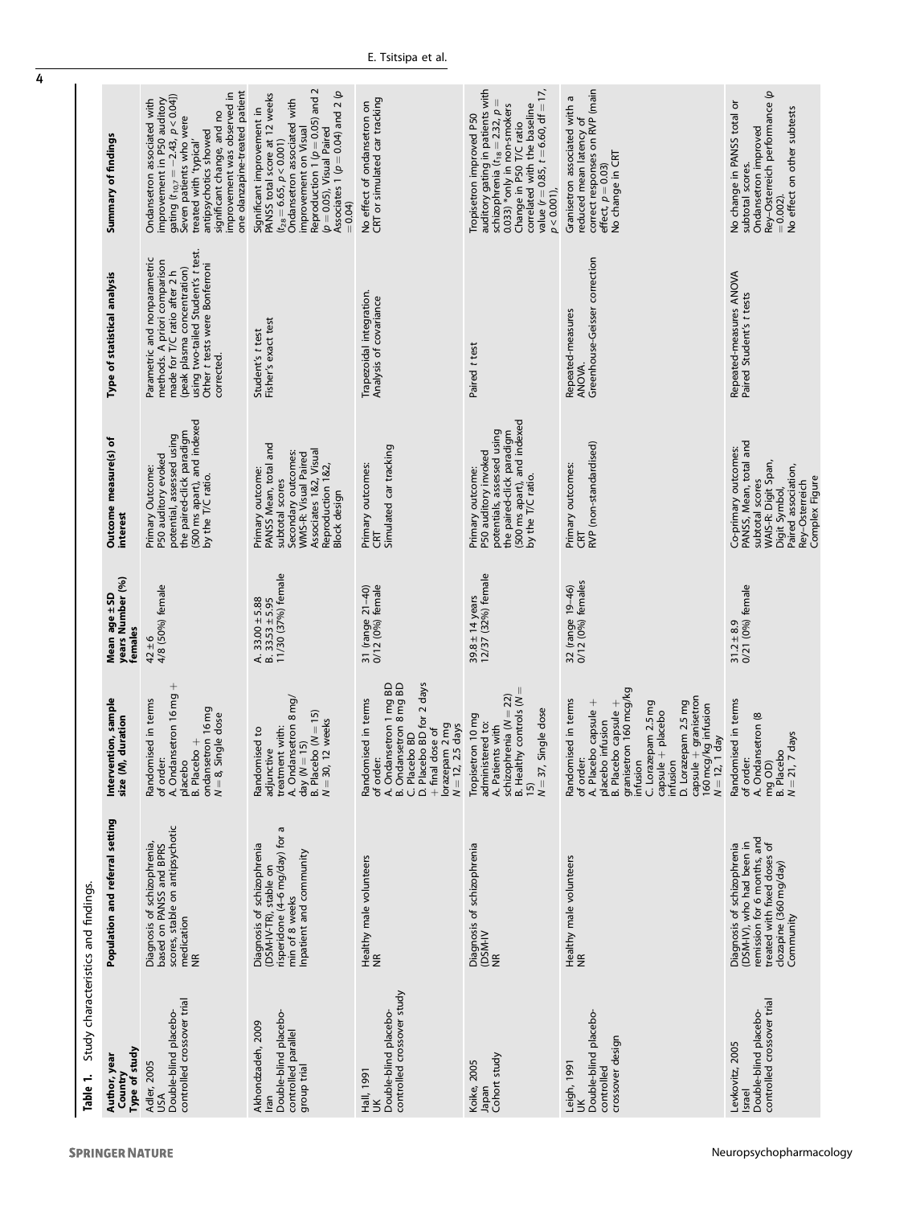**Table 1.** Study characteristics and findings.

| Author, year Country Type of study | Population and referral setting | Intervention, sample size (N), duration | Mean age ± SD years Number (%) females | Outcome measure(s) of interest | Type of statistical analysis | Summary of findings |
|---|---|---|---|---|---|---|
| Adler, 2005 USA Double-blind placebo-controlled crossover trial | Diagnosis of schizophrenia, based on PANSS and BPRS scores, stable on antipsychotic medication NR | Randomised in terms of order: A. Ondansetron 16 mg + placebo B. Placebo + ondansetron 16 mg $N = 8$, Single dose | 42 ± 6 4/8 (50%) female | Primary Outcome: P50 auditory evoked potential, assessed using the paired-click paradigm (500 ms apart), and indexed by the T/C ratio. | Parametric and nonparametric methods. A priori comparison made for T/C ratio after 2 h (peak plasma concentration) using two-tailed Student's t test. Other t tests were Bonferroni corrected. | Ondansetron associated with improvement in P50 auditory gating ($t_{10.7} = -2.43$, $p < 0.04$]) Seven patients who were treated with 'typical' antipsychotics showed significant change, and no improvement was observed in one olanzapine-treated patient |
| Akhondzadeh, 2009 Iran Double-blind placebo-controlled parallel group trial | Diagnosis of schizophrenia (DSM-IV-TR), stable on risperidone (4–6 mg/day) for a min of 8 weeks Inpatient and community | Randomised to adjunctive treatment with: A. Ondansetron 8 mg/day ($N = 15$) B. Placebo ($N = 15$) $N = 30$, 12 weeks | A. 33.00 ± 5.88 B. 33.53 ± 5.95 11/30 (37%) female | Primary outcome: PANSS Mean, total and subtotal scores Secondary outcomes: WMS-R: Visual Paired Associates 1&2, Visual Reproduction 1&2, Block design | Student's t test Fisher's exact test | Significant improvement in PANSS total score at 12 weeks ($t_{28} = 6.65$, $p < 0.001$) Ondansetron associated with improvement on Visual Reproduction 1 ($p = 0.05$) and 2 ($p = 0.05$), Visual Paired Associates 1 ($p = 0.04$) and 2 ($p = 0.04$) |
| Hall, 1991 UK Double-blind placebo-controlled crossover study | Healthy male volunteers NR | Randomised in terms of order: A. Ondansetron 1 mg BD B. Ondansetron 8 mg BD C. Placebo BD D. Placebo BD for 2 days + final dose of lorazepam 2 mg $N = 12$, 2.5 days | 31 (range 21–40) 0/12 (0%) female | Primary outcomes: CRT Simulated car tracking | Trapezoidal integration. Analysis of covariance | No effect of ondansetron on CRT or simulated car tracking |
| Koike, 2005 Japan Cohort study | Diagnosis of schizophrenia (DSM-IV NR | Tropisetron 10 mg administered to: A. Patients with schizophrenia ($N = 22$) B. Healthy controls ($N = 15$) $N = 37$, Single dose | 39.8 ± 14 years 12/37 (32%) female | Primary outcome: P50 auditory invoked potentials, assessed using the paired-click paradigm (500 ms apart), and indexed by the T/C ratio. | Paired t test | Tropisetron improved P50 auditory gating in patients with schizophrenia ($t_{18} = 2.32$, $p = 0.033$) *only in non-smokers Change in P50 T/C ratio correlated with the baseline value ($r = 0.85$, $t = 6.60$, $df = 17$, $p < 0.001$). |
| Leigh, 1991 UK Double-blind placebo-controlled crossover design | Healthy male volunteers NR | Randomised in terms of order: A. Placebo capsule + placebo infusion B. Placebo capsule + granisetron 160 mcg/kg infusion C. Lorazepam 2.5 mg capsule + placebo infusion D. Lorazepam 2.5 mg capsule + granisetron 160 mcg/kg infusion $N = 12$, 1 day | 32 (range 19–46) 0/12 (0%) females | Primary outcomes: CRT RVP (non-standardised) | Repeated-measures ANOVA. Greenhouse-Geisser correction | Granisetron associated with a reduced mean latency of correct responses on RVP (main effect, $p = 0.03$) No change in CRT |
| Levkovitz, 2005 Israel Double-blind placebo-controlled crossover trial | Diagnosis of schizophrenia (DSM-IV), who had been in remission for 6 months, and treated with fixed doses of clozapine (360 mg/day) Community | Randomised in terms of order: A. Ondansetron (8 mg OD) B. Placebo $N = 21$, 7 days | 31.2 ± 8.9 0/21 (0%) female | Co-primary outcomes: PANSS, Mean, total and subtotal scores WAIS-R: Digit Span, Digit Symbol, Paired association, Rey–Osterreich Complex Figure | Repeated-measures ANOVA Paired Student's t tests | No change in PANSS total or subtotal scores. Ondansetron improved Rey–Osterreich performance ($p = 0.002$). No effect on other subtests |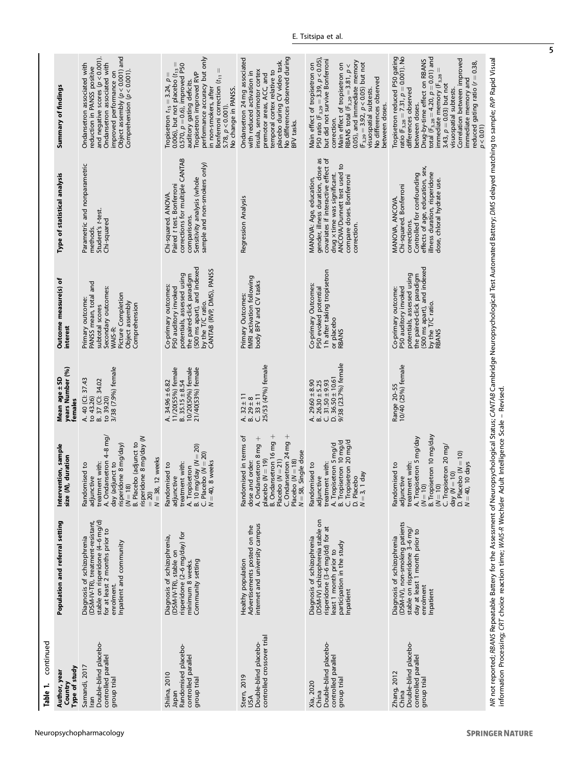**Table 1.** continued

| Author, year Country Type of study | Population and referral setting | Intervention, sample size (N), duration | Mean age ± SD years Number (%) females | Outcome measure(s) of interest | Type of statistical analysis | Summary of findings |
|---|---|---|---|---|---|---|
| Samandi, 2017 Iran Double-blind placebo-controlled parallel group trial | Diagnosis of schizophrenia (DSM-IV-TR), treatment-resistant, stable on risperidone (4–6 mg/d) for at least 2 months prior to enrolment. Inpatient and community | Randomised to adjunctive treatment with: A. Ondansetron 4–8 mg/day (adjunct to risperidone 8 mg/day) (N = 18) B. Placebo (adjunct to risperidone 8 mg/day (N = 20) N = 38, 12 weeks | A. 40 (CI: 37.43 to 43.26) B. 37 (CI: 34.02 to 39.20) 3/38 (7.9%) female | Primary outcome: PANSS mean, total and subtotal scores Secondary outcomes: WAIS-R: Picture Completion Object assembly Comprehension | Parametric and nonparametric methods. Student's t-test. Chi-squared | Ondansetron associated with reduction in PANSS positive and negative scores ($p < 0.001$). Ondansetron associated with improved performance on Object assembly ($p < 0.001$) and Comprehension ($p < 0.001$). |
| Shiina, 2010 Japan Randomised placebo-controlled parallel group trial | Diagnosis of schizophrenia, (DSM-IV-TR), stable on risperidone (2–6 mg/day) for minimum 8 weeks. Community setting | Randomised to adjunctive treatment with: A. Tropisetron B. 10 mg/day (N = 20) C. Placebo (N = 20) N = 40, 8 weeks | A. 34.96 ± 6.82 11/20(55%) female B. 35.15 ± 8.54 10/20(50%) female 21/40(53%) female | Co-primary outcomes: P50 auditory invoked potentials, assessed using the paired-click paradigm (500 ms apart), and indexed by the T/C ratio. CANTAB (RVP, DMS), PANSS | Chi-squared. ANOVA. Paired t test. Bonferroni corrections for multiple CANTAB comparisons. Sensitivity analysis (whole sample and non-smokers only) | Tropisetron ($t_{15} = 3.24$, $p = 0.006$), but not placebo ($t_{13} = 0.570$, $p = 0.6$), improved P50 auditory gating deficits. Tropisetron improved RVP performance accuracy but only in non-smokers, after Bonferroni correction ($t_{11} = 5.78$, $p < 0.001$). No change in PANSS. |
| Stern, 2019 USA Double-blind placebo-controlled crossover trial | Healthy population Advertisements posted on the internet and university campus | Randomised in terms of dose and order: A. Ondansetron 8 mg + placebo (N = 19) B. Ondansetron 16 mg + Placebo (N = 21) C. Ondansetron 24 mg + Placebo (N = 18) N = 58, Single dose | A. 32 ± 11 B. 29 ± 8 C. 33 ± 11 25/53 (47%) female | Primary Outcomes: fMRI activation following body BFV and CV tasks | Regression Analysis | Ondansetron 24 mg associated with reduced activation in insula, sensorimotor cortex premotor areas, ACC, and temporal cortex relative to placebo during CV video task. No differences observed during BFV tasks. |
| Xia, 2020 China Double-blind placebo-controlled parallel group trial | Diagnosis of schizophrenia (DSM-IV) schizophrenia stable on risperidone (3–6 mg/dd) for at least 1 month prior to participation in the study Inpatient | Randomised to adjunctive treatment with: A. Tropisetron 5 mg/d B. Tropisetron 10 mg/d C. Tropisetron 20 mg/d D. Placebo N = 3, 1 day | A. 29.60 ± 8.90 B. 26.30 ± 5.25 C. 31.50 ± 9.93 D. 36.50 ± 10.61 9/38 (23.7%) female | Co-primary Outcomes: P50 evoked potential 1 h after taking tropisetron or placebo RBANS | MANOVA: Age, education, gender, illness duration, dose as covariates if interactive effect of drug × time was significant. ANCOVA/Dunnett test used to compare doses. Bonferroni correction. | Main effect of tropisetron on P50 ratio ($F_{3,29} = 3.39$, $p < 0.05$), but did not survive Bonferroni correction. Main effect of tropisetron on RBANS total ($F_{3,29} = 3.81$, $p < 0.05$), and immediate memory ($F_{3,29} = 3.92$, $p < 0.05$) but not visuospatial subtests. No differences observed between doses. |
| Zhang, 2012 China Double-blind placebo-controlled parallel group trial | Diagnosis of schizophrenia (DSM-IV), non-smoking patients stable on risperidone 3–6 mg/day at least 1 month prior to enrolment Inpatient | Randomised to adjunctive treatment with: A. Tropisetron 5 mg/day (N = 10) B. Tropisetron 10 mg/day (N = 10) C. Tropisetron 20 mg/day (N = 10) D. Placebo (N = 10) N = 40, 10 days | Range 20–55 10/40 (25%) female | Co-primary outcome: P50 auditory invoked potentials, assessed using the paired-click paradigm (500 ms apart), and indexed by the T/C ratio. RBANS | MANOVA, ANCOVA. Chi-squared. Bonferroni corrections. Controlled for confounding effects of age, education, sex, illness duration, risperidone dose, chloral hydrate use. | Tropisetron reduced P50 gating ratio ($F_{3,28} = 7.31$, $p = 0.001$). No differences observed between doses. Drug-by-time effect on RBANS total ($F_{3,28} = 4.20$, $p = 0.01$) and immediate memory ($F_{3,28} = 3.43$, $p = 0.03$) but not visuospatial subtests. Correlation between improved immediate memory and reduced gating ratio ($r = 0.38$, $p < 0.01$) |

*NR* not reported; *RBANS* Repeatable Battery for the Assessment of Neuropsychological Status; *CANTAB* Cambridge Neuropsychological Test Automated Battery; *DMS* delayed matching to sample; *RVP* Rapid Visual information Processing; *CRT* choice reaction time; *WAIS-R* Wechsler Adult Intelligence Scale – Revised.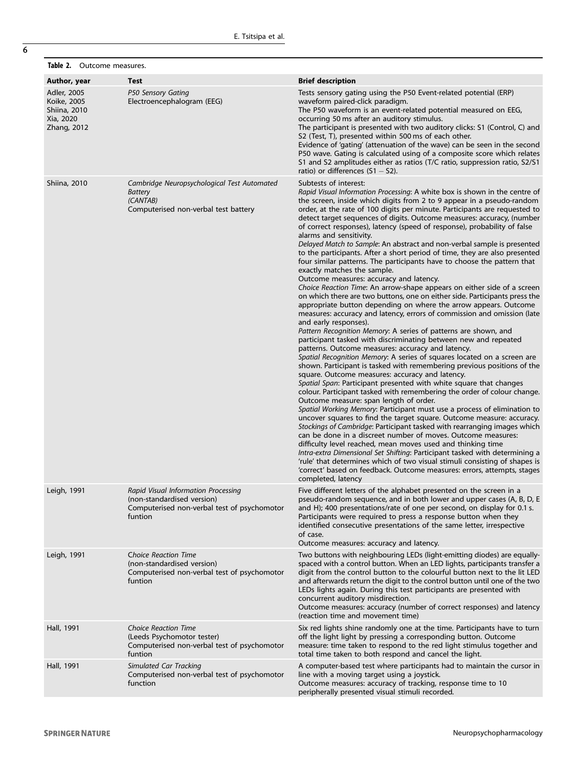**Table 2.** Outcome measures.

| Author, year | Test | Brief description |
|---|---|---|
| Adler, 2005<br>Koike, 2005<br>Shiina, 2010<br>Xia, 2020<br>Zhang, 2012 | *P50 Sensory Gating*<br>Electroencephalogram (EEG) | Tests sensory gating using the P50 Event-related potential (ERP) waveform paired-click paradigm.<br>The P50 waveform is an event-related potential measured on EEG, occurring 50 ms after an auditory stimulus.<br>The participant is presented with two auditory clicks: S1 (Control, C) and S2 (Test, T), presented within 500 ms of each other.<br>Evidence of 'gating' (attenuation of the wave) can be seen in the second P50 wave. Gating is calculated using of a composite score which relates S1 and S2 amplitudes either as ratios (T/C ratio, suppression ratio, S2/S1 ratio) or differences (S1 − S2). |
| Shiina, 2010 | *Cambridge Neuropsychological Test Automated Battery*<br>*(CANTAB)*<br>Computerised non-verbal test battery | Subtests of interest:<br>*Rapid Visual Information Processing*: A white box is shown in the centre of the screen, inside which digits from 2 to 9 appear in a pseudo-random order, at the rate of 100 digits per minute. Participants are requested to detect target sequences of digits. Outcome measures: accuracy, (number of correct responses), latency (speed of response), probability of false alarms and sensitivity.<br>*Delayed Match to Sample*: An abstract and non-verbal sample is presented to the participants. After a short period of time, they are also presented four similar patterns. The participants have to choose the pattern that exactly matches the sample.<br>Outcome measures: accuracy and latency.<br>*Choice Reaction Time*: An arrow-shape appears on either side of a screen on which there are two buttons, one on either side. Participants press the appropriate button depending on where the arrow appears. Outcome measures: accuracy and latency, errors of commission and omission (late and early responses).<br>*Pattern Recognition Memory*: A series of patterns are shown, and participant tasked with discriminating between new and repeated patterns. Outcome measures: accuracy and latency.<br>*Spatial Recognition Memory*: A series of squares located on a screen are shown. Participant is tasked with remembering previous positions of the square. Outcome measures: accuracy and latency.<br>*Spatial Span*: Participant presented with white square that changes colour. Participant tasked with remembering the order of colour change. Outcome measure: span length of order.<br>*Spatial Working Memory*: Participant must use a process of elimination to uncover squares to find the target square. Outcome measure: accuracy.<br>*Stockings of Cambridge*: Participant tasked with rearranging images which can be done in a discreet number of moves. Outcome measures: difficulty level reached, mean moves used and thinking time<br>*Intra-extra Dimensional Set Shifting*: Participant tasked with determining a 'rule' that determines which of two visual stimuli consisting of shapes is 'correct' based on feedback. Outcome measures: errors, attempts, stages completed, latency |
| Leigh, 1991 | *Rapid Visual Information Processing*<br>(non-standardised version)<br>Computerised non-verbal test of psychomotor funtion | Five different letters of the alphabet presented on the screen in a pseudo-random sequence, and in both lower and upper cases (A, B, D, E and H); 400 presentations/rate of one per second, on display for 0.1 s. Participants were required to press a response button when they identified consecutive presentations of the same letter, irrespective of case.<br>Outcome measures: accuracy and latency. |
| Leigh, 1991 | *Choice Reaction Time*<br>(non-standardised version)<br>Computerised non-verbal test of psychomotor funtion | Two buttons with neighbouring LEDs (light-emitting diodes) are equally-spaced with a control button. When an LED lights, participants transfer a digit from the control button to the colourful button next to the lit LED and afterwards return the digit to the control button until one of the two LEDs lights again. During this test participants are presented with concurrent auditory misdirection.<br>Outcome measures: accuracy (number of correct responses) and latency (reaction time and movement time) |
| Hall, 1991 | *Choice Reaction Time*<br>(Leeds Psychomotor tester)<br>Computerised non-verbal test of psychomotor funtion | Six red lights shine randomly one at the time. Participants have to turn off the light light by pressing a corresponding button. Outcome measure: time taken to respond to the red light stimulus together and total time taken to both respond and cancel the light. |
| Hall, 1991 | *Simulated Car Tracking*<br>Computerised non-verbal test of psychomotor function | A computer-based test where participants had to maintain the cursor in line with a moving target using a joystick.<br>Outcome measures: accuracy of tracking, response time to 10 peripherally presented visual stimuli recorded. |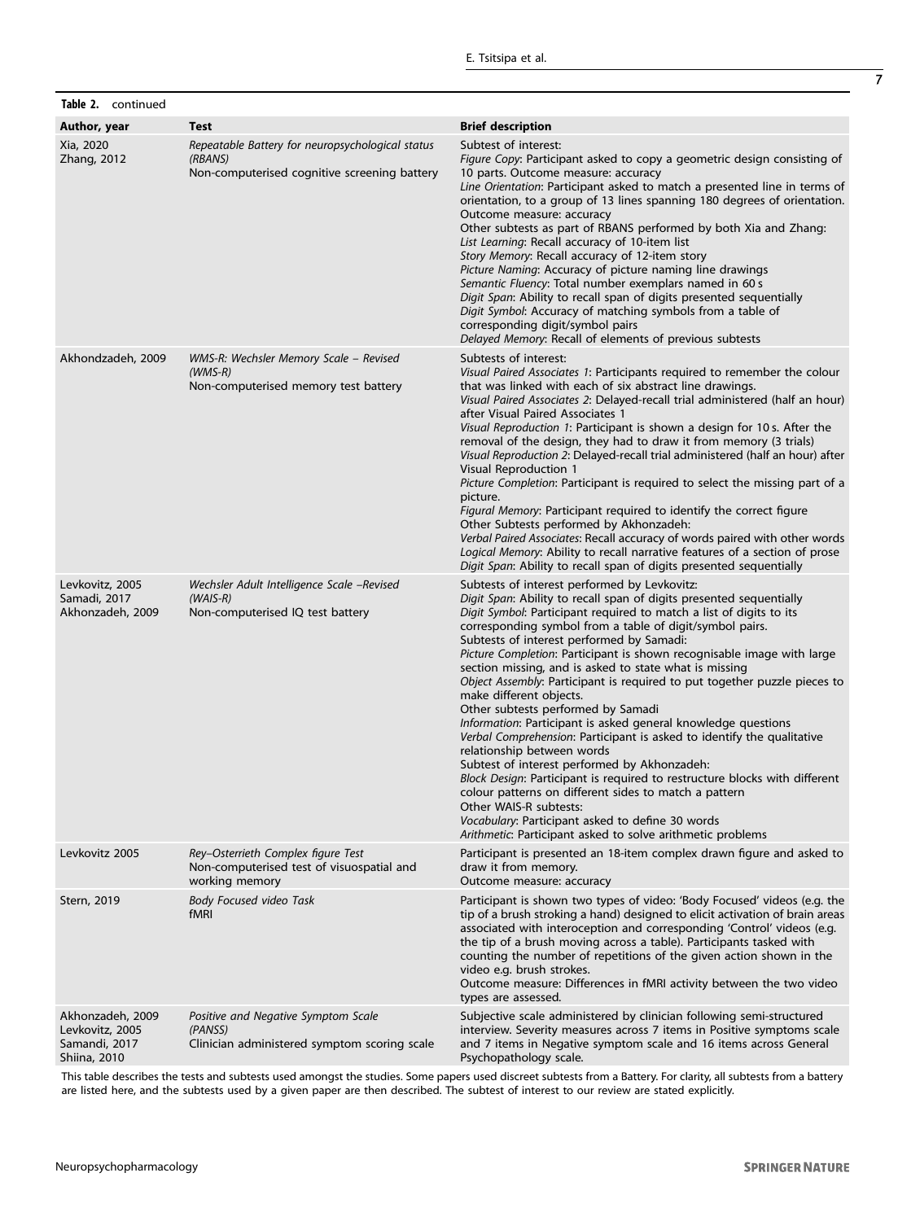**Table 2.** continued

| Author, year | Test | Brief description |
|---|---|---|
| Xia, 2020<br>Zhang, 2012 | *Repeatable Battery for neuropsychological status (RBANS)*<br>Non-computerised cognitive screening battery | Subtest of interest:<br>*Figure Copy*: Participant asked to copy a geometric design consisting of 10 parts. Outcome measure: accuracy<br>*Line Orientation*: Participant asked to match a presented line in terms of orientation, to a group of 13 lines spanning 180 degrees of orientation. Outcome measure: accuracy<br>Other subtests as part of RBANS performed by both Xia and Zhang:<br>*List Learning*: Recall accuracy of 10-item list<br>*Story Memory*: Recall accuracy of 12-item story<br>*Picture Naming*: Accuracy of picture naming line drawings<br>*Semantic Fluency*: Total number exemplars named in 60 s<br>*Digit Span*: Ability to recall span of digits presented sequentially<br>*Digit Symbol*: Accuracy of matching symbols from a table of corresponding digit/symbol pairs<br>*Delayed Memory*: Recall of elements of previous subtests |
| Akhondzadeh, 2009 | *WMS-R: Wechsler Memory Scale – Revised (WMS-R)*<br>Non-computerised memory test battery | Subtests of interest:<br>*Visual Paired Associates 1*: Participants required to remember the colour that was linked with each of six abstract line drawings.<br>*Visual Paired Associates 2*: Delayed-recall trial administered (half an hour) after Visual Paired Associates 1<br>*Visual Reproduction 1*: Participant is shown a design for 10 s. After the removal of the design, they had to draw it from memory (3 trials)<br>*Visual Reproduction 2*: Delayed-recall trial administered (half an hour) after Visual Reproduction 1<br>*Picture Completion*: Participant is required to select the missing part of a picture.<br>*Figural Memory*: Participant required to identify the correct figure<br>Other Subtests performed by Akhonzadeh:<br>*Verbal Paired Associates*: Recall accuracy of words paired with other words<br>*Logical Memory*: Ability to recall narrative features of a section of prose<br>*Digit Span*: Ability to recall span of digits presented sequentially |
| Levkovitz, 2005<br>Samadi, 2017<br>Akhonzadeh, 2009 | *Wechsler Adult Intelligence Scale –Revised (WAIS-R)*<br>Non-computerised IQ test battery | Subtests of interest performed by Levkovitz:<br>*Digit Span*: Ability to recall span of digits presented sequentially<br>*Digit Symbol*: Participant required to match a list of digits to its corresponding symbol from a table of digit/symbol pairs.<br>Subtests of interest performed by Samadi:<br>*Picture Completion*: Participant is shown recognisable image with large section missing, and is asked to state what is missing<br>*Object Assembly*: Participant is required to put together puzzle pieces to make different objects.<br>Other subtests performed by Samadi<br>*Information*: Participant is asked general knowledge questions<br>*Verbal Comprehension*: Participant is asked to identify the qualitative relationship between words<br>Subtest of interest performed by Akhonzadeh:<br>*Block Design*: Participant is required to restructure blocks with different colour patterns on different sides to match a pattern<br>Other WAIS-R subtests:<br>*Vocabulary*: Participant asked to define 30 words<br>*Arithmetic*: Participant asked to solve arithmetic problems |
| Levkovitz 2005 | *Rey–Osterrieth Complex figure Test*<br>Non-computerised test of visuospatial and working memory | Participant is presented an 18-item complex drawn figure and asked to draw it from memory.<br>Outcome measure: accuracy |
| Stern, 2019 | *Body Focused video Task*<br>fMRI | Participant is shown two types of video: 'Body Focused' videos (e.g. the tip of a brush stroking a hand) designed to elicit activation of brain areas associated with interoception and corresponding 'Control' videos (e.g. the tip of a brush moving across a table). Participants tasked with counting the number of repetitions of the given action shown in the video e.g. brush strokes.<br>Outcome measure: Differences in fMRI activity between the two video types are assessed. |
| Akhonzadeh, 2009<br>Levkovitz, 2005<br>Samadi, 2017<br>Shiina, 2010 | *Positive and Negative Symptom Scale (PANSS)*<br>Clinician administered symptom scoring scale | Subjective scale administered by clinician following semi-structured interview. Severity measures across 7 items in Positive symptoms scale and 7 items in Negative symptom scale and 16 items across General Psychopathology scale. |

This table describes the tests and subtests used amongst the studies. Some papers used discreet subtests from a Battery. For clarity, all subtests from a battery are listed here, and the subtests used by a given paper are then described. The subtest of interest to our review are stated explicitly.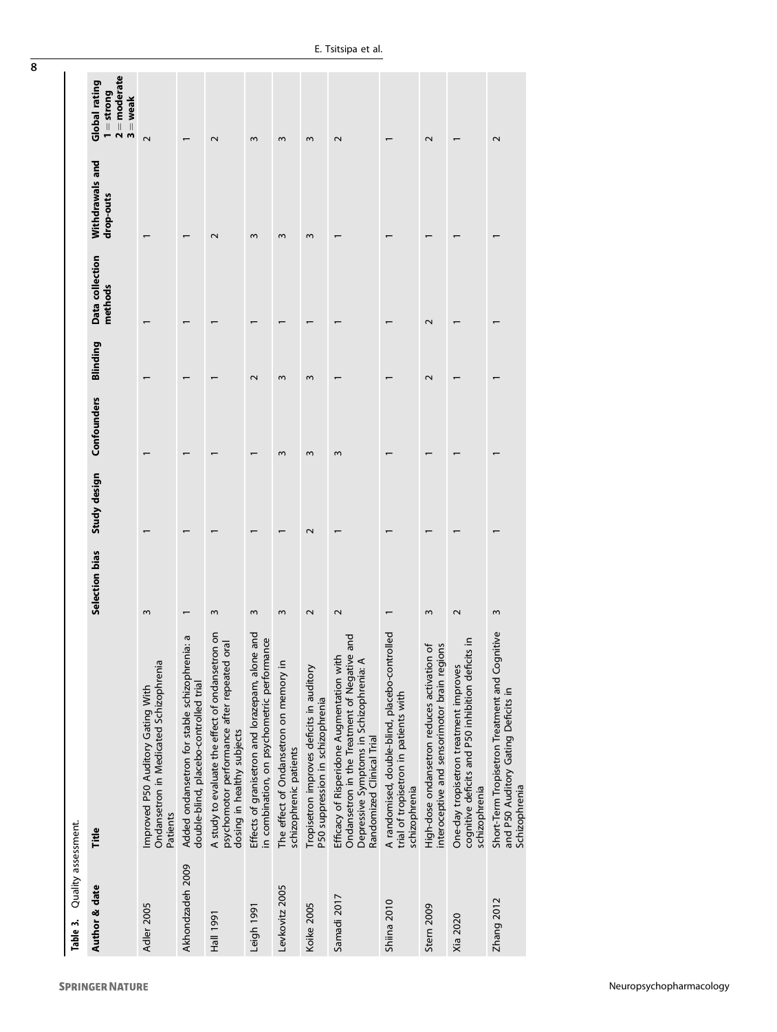Table 3. Quality assessment.

| Author & date | Title | Selection bias | Study design | Confounders | Blinding | Data collection methods | Withdrawals and drop-outs | Global rating 1 = strong 2 = moderate 3 = weak |
|---|---|---|---|---|---|---|---|---|
| Adler 2005 | Improved P50 Auditory Gating With Ondansetron in Medicated Schizophrenia Patients | 3 | 1 | 1 | 1 | 1 | 1 | 2 |
| Akhondzadeh 2009 | Added ondansetron for stable schizophrenia: a double-blind, placebo-controlled trial | 1 | 1 | 1 | 1 | 1 | 1 | 1 |
| Hall 1991 | A study to evaluate the effect of ondansetron on psychomotor performance after repeated oral dosing in healthy subjects | 3 | 1 | 1 | 1 | 1 | 2 | 2 |
| Leigh 1991 | Effects of granisetron and lorazepam, alone and in combination, on psychometric performance | 3 | 1 | 1 | 2 | 1 | 3 | 3 |
| Levkovitz 2005 | The effect of Ondansetron on memory in schizophrenic patients | 3 | 1 | 3 | 3 | 1 | 3 | 3 |
| Koike 2005 | Tropisetron improves deficits in auditory P50 suppression in schizophrenia | 2 | 2 | 3 | 3 | 1 | 3 | 3 |
| Samadi 2017 | Efficacy of Risperidone Augmentation with Ondansetron in the Treatment of Negative and Depressive Symptoms in Schizophrenia: A Randomized Clinical Trial | 2 | 1 | 3 | 1 | 1 | 1 | 2 |
| Shiina 2010 | A randomised, double-blind, placebo-controlled trial of tropisetron in patients with schizophrenia | 1 | 1 | 1 | 1 | 1 | 1 | 1 |
| Stern 2009 | High-dose ondansetron reduces activation of interoceptive and sensorimotor brain regions | 3 | 1 | 1 | 2 | 2 | 1 | 2 |
| Xia 2020 | One-day tropisetron treatment improves cognitive deficits and P50 inhibition deficits in schizophrenia | 2 | 1 | 1 | 1 | 1 | 1 | 1 |
| Zhang 2012 | Short-Term Tropisetron Treatment and Cognitive and P50 Auditory Gating Deficits in Schizophrenia | 3 | 1 | 1 | 1 | 1 | 1 | 2 |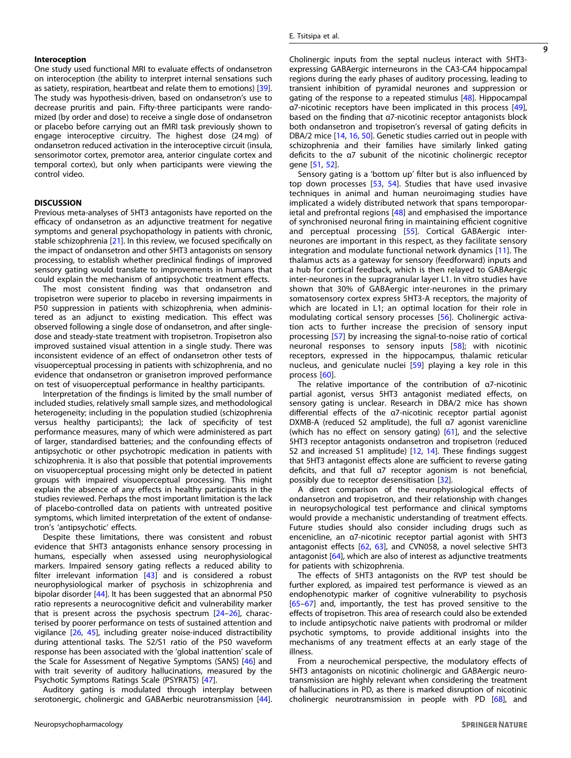### Interoception

One study used functional MRI to evaluate effects of ondansetron on interoception (the ability to interpret internal sensations such as satiety, respiration, heartbeat and relate them to emotions) [39]. The study was hypothesis-driven, based on ondansetron's use to decrease pruritis and pain. Fifty-three participants were randomized (by order and dose) to receive a single dose of ondansetron or placebo before carrying out an fMRI task previously shown to engage interoceptive circuitry. The highest dose (24 mg) of ondansetron reduced activation in the interoceptive circuit (insula, sensorimotor cortex, premotor area, anterior cingulate cortex and temporal cortex), but only when participants were viewing the control video.

## DISCUSSION

Previous meta-analyses of 5HT3 antagonists have reported on the efficacy of ondansetron as an adjunctive treatment for negative symptoms and general psychopathology in patients with chronic, stable schizophrenia [21]. In this review, we focused specifically on the impact of ondansetron and other 5HT3 antagonists on sensory processing, to establish whether preclinical findings of improved sensory gating would translate to improvements in humans that could explain the mechanism of antipsychotic treatment effects.

The most consistent finding was that ondansetron and tropisetron were superior to placebo in reversing impairments in P50 suppression in patients with schizophrenia, when administered as an adjunct to existing medication. This effect was observed following a single dose of ondansetron, and after single-dose and steady-state treatment with tropisetron. Tropisetron also improved sustained visual attention in a single study. There was inconsistent evidence of an effect of ondansetron other tests of visuoperceptual processing in patients with schizophrenia, and no evidence that ondansetron or granisetron improved performance on test of visuoperceptual performance in healthy participants.

Interpretation of the findings is limited by the small number of included studies, relatively small sample sizes, and methodological heterogeneity; including in the population studied (schizophrenia versus healthy participants); the lack of specificity of test performance measures, many of which were administered as part of larger, standardised batteries; and the confounding effects of antipsychotic or other psychotropic medication in patients with schizophrenia. It is also that possible that potential improvements on visuoperceptual processing might only be detected in patient groups with impaired visuoperceptual processing. This might explain the absence of any effects in healthy participants in the studies reviewed. Perhaps the most important limitation is the lack of placebo-controlled data on patients with untreated positive symptoms, which limited interpretation of the extent of ondansetron's 'antipsychotic' effects.

Despite these limitations, there was consistent and robust evidence that 5HT3 antagonists enhance sensory processing in humans, especially when assessed using neurophysiological markers. Impaired sensory gating reflects a reduced ability to filter irrelevant information [43] and is considered a robust neurophysiological marker of psychosis in schizophrenia and bipolar disorder [44]. It has been suggested that an abnormal P50 ratio represents a neurocognitive deficit and vulnerability marker that is present across the psychosis spectrum [24–26], characterised by poorer performance on tests of sustained attention and vigilance [26, 45], including greater noise-induced distractibility during attentional tasks. The S2/S1 ratio of the P50 waveform response has been associated with the 'global inattention' scale of the Scale for Assessment of Negative Symptoms (SANS) [46] and with trait severity of auditory hallucinations, measured by the Psychotic Symptoms Ratings Scale (PSYRATS) [47].

Auditory gating is modulated through interplay between serotonergic, cholinergic and GABAerbic neurotransmission [44]. Cholinergic inputs from the septal nucleus interact with 5HT3-expressing GABAergic interneurons in the CA3-CA4 hippocampal regions during the early phases of auditory processing, leading to transient inhibition of pyramidal neurones and suppression or gating of the response to a repeated stimulus [48]. Hippocampal α7-nicotinic receptors have been implicated in this process [49], based on the finding that α7-nicotinic receptor antagonists block both ondansetron and tropisetron's reversal of gating deficits in DBA/2 mice [14, 16, 50]. Genetic studies carried out in people with schizophrenia and their families have similarly linked gating deficits to the α7 subunit of the nicotinic cholinergic receptor gene [51, 52].

Sensory gating is a 'bottom up' filter but is also influenced by top down processes [53, 54]. Studies that have used invasive techniques in animal and human neuroimaging studies have implicated a widely distributed network that spans temporoparietal and prefrontal regions [48] and emphasised the importance of synchronised neuronal firing in maintaining efficient cognitive and perceptual processing [55]. Cortical GABAergic interneurones are important in this respect, as they facilitate sensory integration and modulate functional network dynamics [11]. The thalamus acts as a gateway for sensory (feedforward) inputs and a hub for cortical feedback, which is then relayed to GABAergic inter-neurones in the supragranular layer L1. In vitro studies have shown that 30% of GABAergic inter-neurones in the primary somatosensory cortex express 5HT3-A receptors, the majority of which are located in L1; an optimal location for their role in modulating cortical sensory processes [56]. Cholinergic activation acts to further increase the precision of sensory input processing [57] by increasing the signal-to-noise ratio of cortical neuronal responses to sensory inputs [58]; with nicotinic receptors, expressed in the hippocampus, thalamic reticular nucleus, and geniculate nuclei [59] playing a key role in this process [60].

The relative importance of the contribution of α7-nicotinic partial agonist, versus 5HT3 antagonist mediated effects, on sensory gating is unclear. Research in DBA/2 mice has shown differential effects of the α7-nicotinic receptor partial agonist DXMB-A (reduced S2 amplitude), the full α7 agonist varenicline (which has no effect on sensory gating) [61], and the selective 5HT3 receptor antagonists ondansetron and tropisetron (reduced S2 and increased S1 amplitude) [12, 14]. These findings suggest that 5HT3 antagonist effects alone are sufficient to reverse gating deficits, and that full α7 receptor agonism is not beneficial, possibly due to receptor desensitisation [32].

A direct comparison of the neurophysiological effects of ondansetron and tropisetron, and their relationship with changes in neuropsychological test performance and clinical symptoms would provide a mechanistic understanding of treatment effects. Future studies should also consider including drugs such as encenicline, an α7-nicotinic receptor partial agonist with 5HT3 antagonist effects [62, 63], and CVN058, a novel selective 5HT3 antagonist [64], which are also of interest as adjunctive treatments for patients with schizophrenia.

The effects of 5HT3 antagonists on the RVP test should be further explored, as impaired test performance is viewed as an endophenotypic marker of cognitive vulnerability to psychosis [65–67] and, importantly, the test has proved sensitive to the effects of tropisetron. This area of research could also be extended to include antipsychotic naive patients with prodromal or milder psychotic symptoms, to provide additional insights into the mechanisms of any treatment effects at an early stage of the illness.

From a neurochemical perspective, the modulatory effects of 5HT3 antagonists on nicotinic cholinergic and GABAergic neurotransmission are highly relevant when considering the treatment of hallucinations in PD, as there is marked disruption of nicotinic cholinergic neurotransmission in people with PD [68], and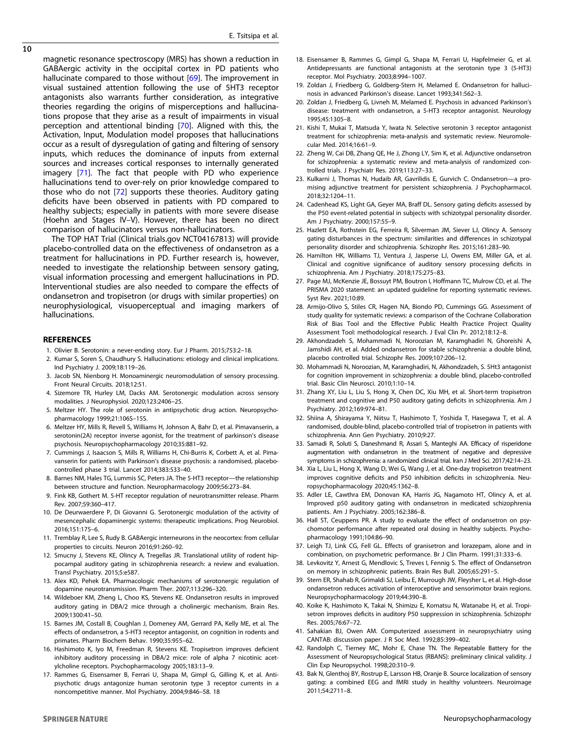magnetic resonance spectroscopy (MRS) has shown a reduction in GABAergic activity in the occipital cortex in PD patients who hallucinate compared to those without [69]. The improvement in visual sustained attention following the use of 5HT3 receptor antagonists also warrants further consideration, as integrative theories regarding the origins of misperceptions and hallucinations propose that they arise as a result of impairments in visual perception and attentional binding [70]. Aligned with this, the Activation, Input, Modulation model proposes that hallucinations occur as a result of dysregulation of gating and filtering of sensory inputs, which reduces the dominance of inputs from external sources and increases cortical responses to internally generated imagery [71]. The fact that people with PD who experience hallucinations tend to over-rely on prior knowledge compared to those who do not [72] supports these theories. Auditory gating deficits have been observed in patients with PD compared to healthy subjects; especially in patients with more severe disease (Hoehn and Stages IV–V). However, there has been no direct comparison of hallucinators versus non-hallucinators.

The TOP HAT Trial (Clinical trials.gov NCT04167813) will provide placebo-controlled data on the effectiveness of ondansetron as a treatment for hallucinations in PD. Further research is, however, needed to investigate the relationship between sensory gating, visual information processing and emergent hallucinations in PD. Interventional studies are also needed to compare the effects of ondansetron and tropisetron (or drugs with similar properties) on neurophysiological, visuoperceptual and imaging markers of hallucinations.

## REFERENCES

1. Olivier B. Serotonin: a never-ending story. Eur J Pharm. 2015;753:2–18.
2. Kumar S, Soren S, Chaudhury S. Hallucinations: etiology and clinical implications. Ind Psychiatry J. 2009;18:119–26.
3. Jacob SN, Nienborg H. Monoaminergic neuromodulation of sensory processing. Front Neural Circuits. 2018;12:51.
4. Sizemore TR, Hurley LM, Dacks AM. Serotonergic modulation across sensory modalities. J Neurophysiol. 2020;123:2406–25.
5. Meltzer HY. The role of serotonin in antipsychotic drug action. Neuropsychopharmacology 1999;21:106S–15S.
6. Meltzer HY, Mills R, Revell S, Williams H, Johnson A, Bahr D, et al. Pimavanserin, a serotonin(2A) receptor inverse agonist, for the treatment of parkinson's disease psychosis. Neuropsychopharmacology 2010;35:881–92.
7. Cummings J, Isaacson S, Mills R, Williams H, Chi-Burris K, Corbett A, et al. Pimavanserin for patients with Parkinson's disease psychosis: a randomised, placebo-controlled phase 3 trial. Lancet 2014;383:533–40.
8. Barnes NM, Hales TG, Lummis SC, Peters JA. The 5-HT3 receptor—the relationship between structure and function. Neuropharmacology 2009;56:273–84.
9. Fink KB, Gothert M. 5-HT receptor regulation of neurotransmitter release. Pharm Rev. 2007;59:360–417.
10. De Deurwaerdere P, Di Giovanni G. Serotonergic modulation of the activity of mesencephalic dopaminergic systems: therapeutic implications. Prog Neurobiol. 2016;151:175–6.
11. Tremblay R, Lee S, Rudy B. GABAergic interneurons in the neocortex: from cellular properties to circuits. Neuron 2016;91:260–92.
12. Smucny J, Stevens KE, Olincy A, Tregellas JR. Translational utility of rodent hippocampal auditory gating in schizophrenia research: a review and evaluation. Transl Psychiatry. 2015;5:e587.
13. Alex KD, Pehek EA. Pharmacologic mechanisms of serotonergic regulation of dopamine neurotransmission. Pharm Ther. 2007;113:296–320.
14. Wildeboer KM, Zheng L, Choo KS, Stevens KE. Ondansetron results in improved auditory gating in DBA/2 mice through a cholinergic mechanism. Brain Res. 2009;1300:41–50.
15. Barnes JM, Costall B, Coughlan J, Domeney AM, Gerrard PA, Kelly ME, et al. The effects of ondansetron, a 5-HT3 receptor antagonist, on cognition in rodents and primates. Pharm Biochem Behav. 1990;35:955–62.
16. Hashimoto K, Iyo M, Freedman R, Stevens KE. Tropisetron improves deficient inhibitory auditory processing in DBA/2 mice: role of alpha 7 nicotinic acetylcholine receptors. Psychopharmacology 2005;183:13–9.
17. Rammes G, Eisensamer B, Ferrari U, Shapa M, Gimpl G, Gilling K, et al. Antipsychotic drugs antagonize human serotonin type 3 receptor currents in a noncompetitive manner. Mol Psychiatry. 2004;9:846–58. 18
18. Eisensamer B, Rammes G, Gimpl G, Shapa M, Ferrari U, Hapfelmeier G, et al. Antidepressants are functional antagonists at the serotonin type 3 (5-HT3) receptor. Mol Psychiatry. 2003;8:994–1007.
19. Zoldan J, Friedberg G, Goldberg-Stern H, Melamed E. Ondansetron for hallucinosis in advanced Parkinson's disease. Lancet 1993;341:562–3.
20. Zoldan J, Friedberg G, Livneh M, Melamed E. Psychosis in advanced Parkinson's disease: treatment with ondansetron, a 5-HT3 receptor antagonist. Neurology 1995;45:1305–8.
21. Kishi T, Mukai T, Matsuda Y, Iwata N. Selective serotonin 3 receptor antagonist treatment for schizophrenia: meta-analysis and systematic review. Neuromolecular Med. 2014;16:61–9.
22. Zheng W, Cai DB, Zhang QE, He J, Zhong LY, Sim K, et al. Adjunctive ondansetron for schizophrenia: a systematic review and meta-analysis of randomized controlled trials. J Psychiatr Res. 2019;113:27–33.
23. Kulkarni J, Thomas N, Hudaib AR, Gavrilidis E, Gurvich C. Ondansetron—a promising adjunctive treatment for persistent schizophrenia. J Psychopharmacol. 2018;32:1204–11.
24. Cadenhead KS, Light GA, Geyer MA, Braff DL. Sensory gating deficits assessed by the P50 event-related potential in subjects with schizotypal personality disorder. Am J Psychiatry. 2000;157:55–9.
25. Hazlett EA, Rothstein EG, Ferreira R, Silverman JM, Siever LJ, Olincy A. Sensory gating disturbances in the spectrum: similarities and differences in schizotypal personality disorder and schizophrenia. Schizophr Res. 2015;161:283–90.
26. Hamilton HK, Williams TJ, Ventura J, Jasperse LJ, Owens EM, Miller GA, et al. Clinical and cognitive significance of auditory sensory processing deficits in schizophrenia. Am J Psychiatry. 2018;175:275–83.
27. Page MJ, McKenzie JE, Bossuyt PM, Boutron I, Hoffmann TC, Mulrow CD, et al. The PRISMA 2020 statement: an updated guideline for reporting systematic reviews. Syst Rev. 2021;10:89.
28. Armijo-Olivo S, Stiles CR, Hagen NA, Biondo PD, Cummings GG. Assessment of study quality for systematic reviews: a comparison of the Cochrane Collaboration Risk of Bias Tool and the Effective Public Health Practice Project Quality Assessment Tool: methodological research. J Eval Clin Pr. 2012;18:12–8.
29. Akhondzadeh S, Mohammadi N, Noroozian M, Karamghadiri N, Ghoreishi A, Jamshidi AH, et al. Added ondansetron for stable schizophrenia: a double blind, placebo controlled trial. Schizophr Res. 2009;107:206–12.
30. Mohammadi N, Noroozian, M, Karamghadiri, N, Akhondzadeh, S. 5Ht3 antagonist for cognition improvement in schizophrenia: a double blind, placebo-controlled trial. Basic Clin Neurosci. 2010;1:10–14.
31. Zhang XY, Liu L, Liu S, Hong X, Chen DC, Xiu MH, et al. Short-term tropisetron treatment and cognitive and P50 auditory gating deficits in schizophrenia. Am J Psychiatry. 2012;169:974–81.
32. Shiina A, Shirayama Y, Niitsu T, Hashimoto T, Yoshida T, Hasegawa T, et al. A randomised, double-blind, placebo-controlled trial of tropisetron in patients with schizophrenia. Ann Gen Psychiatry. 2010;9:27.
33. Samadi R, Soluti S, Daneshmand R, Assari S, Manteghi AA. Efficacy of risperidone augmentation with ondansetron in the treatment of negative and depressive symptoms in schizophrenia: a randomized clinical trial. Iran J Med Sci. 2017;42:14–23.
34. Xia L, Liu L, Hong X, Wang D, Wei G, Wang J, et al. One-day tropisetron treatment improves cognitive deficits and P50 inhibition deficits in schizophrenia. Neuropsychopharmacology 2020;45:1362–8.
35. Adler LE, Cawthra EM, Donovan KA, Harris JG, Nagamoto HT, Olincy A, et al. Improved p50 auditory gating with ondansetron in medicated schizophrenia patients. Am J Psychiatry. 2005;162:386–8.
36. Hall ST, Ceuppens PR. A study to evaluate the effect of ondansetron on psychomotor performance after repeated oral dosing in healthy subjects. Psychopharmacology 1991;104:86–90.
37. Leigh TJ, Link CG, Fell GL. Effects of granisetron and lorazepam, alone and in combination, on psychometric performance. Br J Clin Pharm. 1991;31:333–6.
38. Levkovitz Y, Arnest G, Mendlovic S, Treves I, Fennig S. The effect of Ondansetron on memory in schizophrenic patients. Brain Res Bull. 2005;65:291–5.
39. Stern ER, Shahab R, Grimaldi SJ, Leibu E, Murrough JW, Fleysher L, et al. High-dose ondansetron reduces activation of interoceptive and sensorimotor brain regions. Neuropsychopharmacology 2019;44:390–8.
40. Koike K, Hashimoto K, Takai N, Shimizu E, Komatsu N, Watanabe H, et al. Tropisetron improves deficits in auditory P50 suppression in schizophrenia. Schizophr Res. 2005;76:67–72.
41. Sahakian BJ, Owen AM. Computerized assessment in neuropsychiatry using CANTAB: discussion paper. J R Soc Med. 1992;85:399–402.
42. Randolph C, Tierney MC, Mohr E, Chase TN. The Repeatable Battery for the Assessment of Neuropsychological Status (RBANS): preliminary clinical validity. J Clin Exp Neuropsychol. 1998;20:310–9.
43. Bak N, Glenthoj BY, Rostrup E, Larsson HB, Oranje B. Source localization of sensory gating: a combined EEG and fMRI study in healthy volunteers. Neuroimage 2011;54:2711–8.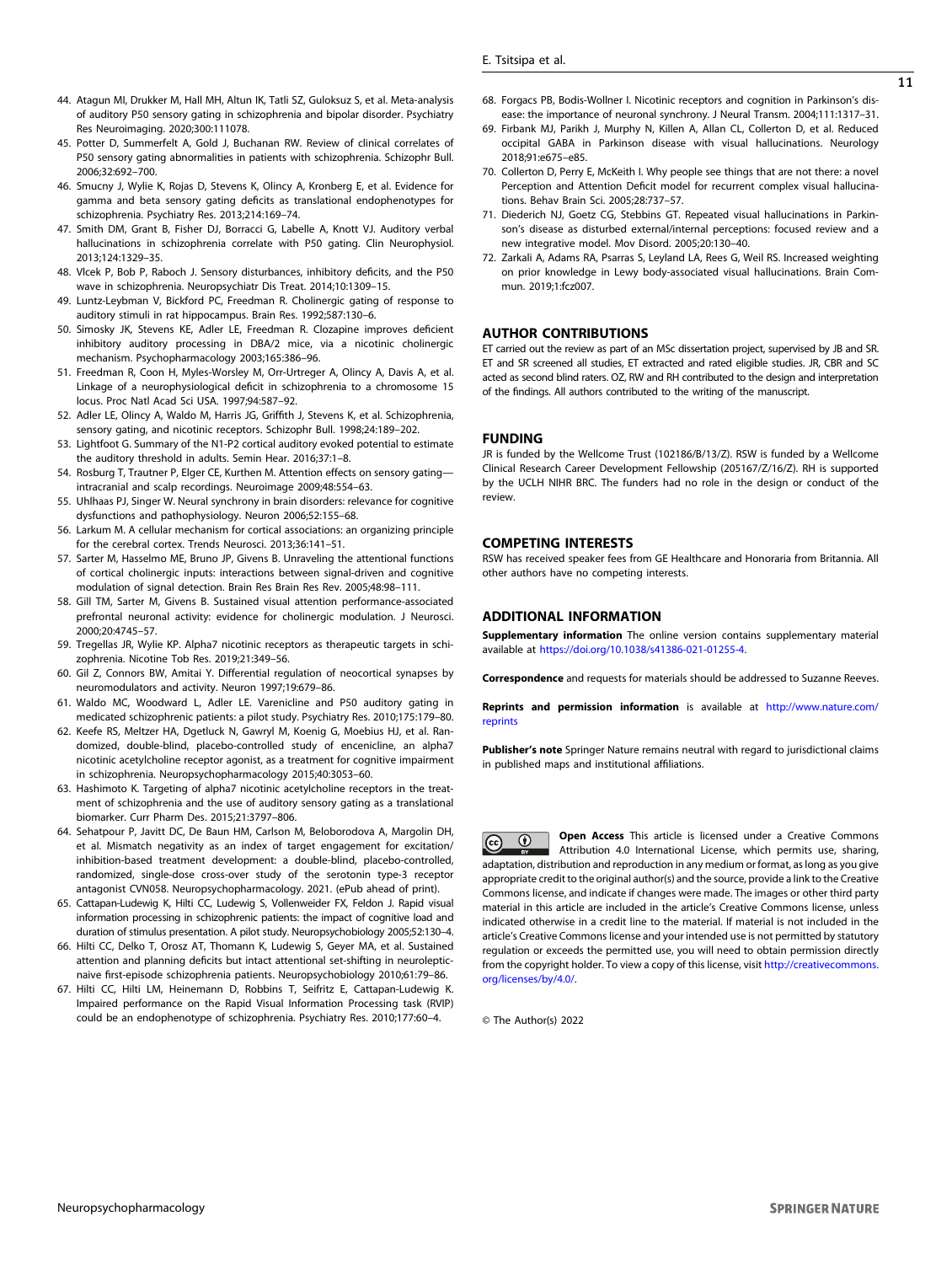44. Atagun MI, Drukker M, Hall MH, Altun IK, Tatli SZ, Guloksuz S, et al. Meta-analysis of auditory P50 sensory gating in schizophrenia and bipolar disorder. Psychiatry Res Neuroimaging. 2020;300:111078.
45. Potter D, Summerfelt A, Gold J, Buchanan RW. Review of clinical correlates of P50 sensory gating abnormalities in patients with schizophrenia. Schizophr Bull. 2006;32:692–700.
46. Smucny J, Wylie K, Rojas D, Stevens K, Olincy A, Kronberg E, et al. Evidence for gamma and beta sensory gating deficits as translational endophenotypes for schizophrenia. Psychiatry Res. 2013;214:169–74.
47. Smith DM, Grant B, Fisher DJ, Borracci G, Labelle A, Knott VJ. Auditory verbal hallucinations in schizophrenia correlate with P50 gating. Clin Neurophysiol. 2013;124:1329–35.
48. Vlcek P, Bob P, Raboch J. Sensory disturbances, inhibitory deficits, and the P50 wave in schizophrenia. Neuropsychiatr Dis Treat. 2014;10:1309–15.
49. Luntz-Leybman V, Bickford PC, Freedman R. Cholinergic gating of response to auditory stimuli in rat hippocampus. Brain Res. 1992;587:130–6.
50. Simosky JK, Stevens KE, Adler LE, Freedman R. Clozapine improves deficient inhibitory auditory processing in DBA/2 mice, via a nicotinic cholinergic mechanism. Psychopharmacology 2003;165:386–96.
51. Freedman R, Coon H, Myles-Worsley M, Orr-Urtreger A, Olincy A, Davis A, et al. Linkage of a neurophysiological deficit in schizophrenia to a chromosome 15 locus. Proc Natl Acad Sci USA. 1997;94:587–92.
52. Adler LE, Olincy A, Waldo M, Harris JG, Griffith J, Stevens K, et al. Schizophrenia, sensory gating, and nicotinic receptors. Schizophr Bull. 1998;24:189–202.
53. Lightfoot G. Summary of the N1-P2 cortical auditory evoked potential to estimate the auditory threshold in adults. Semin Hear. 2016;37:1–8.
54. Rosburg T, Trautner P, Elger CE, Kurthen M. Attention effects on sensory gating—intracranial and scalp recordings. Neuroimage 2009;48:554–63.
55. Uhlhaas PJ, Singer W. Neural synchrony in brain disorders: relevance for cognitive dysfunctions and pathophysiology. Neuron 2006;52:155–68.
56. Larkum M. A cellular mechanism for cortical associations: an organizing principle for the cerebral cortex. Trends Neurosci. 2013;36:141–51.
57. Sarter M, Hasselmo ME, Bruno JP, Givens B. Unraveling the attentional functions of cortical cholinergic inputs: interactions between signal-driven and cognitive modulation of signal detection. Brain Res Brain Res Rev. 2005;48:98–111.
58. Gill TM, Sarter M, Givens B. Sustained visual attention performance-associated prefrontal neuronal activity: evidence for cholinergic modulation. J Neurosci. 2000;20:4745–57.
59. Tregellas JR, Wylie KP. Alpha7 nicotinic receptors as therapeutic targets in schizophrenia. Nicotine Tob Res. 2019;21:349–56.
60. Gil Z, Connors BW, Amitai Y. Differential regulation of neocortical synapses by neuromodulators and activity. Neuron 1997;19:679–86.
61. Waldo MC, Woodward L, Adler LE. Varenicline and P50 auditory gating in medicated schizophrenic patients: a pilot study. Psychiatry Res. 2010;175:179–80.
62. Keefe RS, Meltzer HA, Dgetluck N, Gawryl M, Koenig G, Moebius HJ, et al. Randomized, double-blind, placebo-controlled study of encenicline, an alpha7 nicotinic acetylcholine receptor agonist, as a treatment for cognitive impairment in schizophrenia. Neuropsychopharmacology 2015;40:3053–60.
63. Hashimoto K. Targeting of alpha7 nicotinic acetylcholine receptors in the treatment of schizophrenia and the use of auditory sensory gating as a translational biomarker. Curr Pharm Des. 2015;21:3797–806.
64. Sehatpour P, Javitt DC, De Baun HM, Carlson M, Beloborodova A, Margolin DH, et al. Mismatch negativity as an index of target engagement for excitation/inhibition-based treatment development: a double-blind, placebo-controlled, randomized, single-dose cross-over study of the serotonin type-3 receptor antagonist CVN058. Neuropsychopharmacology. 2021. (ePub ahead of print).
65. Cattapan-Ludewig K, Hilti CC, Ludewig S, Vollenweider FX, Feldon J. Rapid visual information processing in schizophrenic patients: the impact of cognitive load and duration of stimulus presentation. A pilot study. Neuropsychobiology 2005;52:130–4.
66. Hilti CC, Delko T, Orosz AT, Thomann K, Ludewig S, Geyer MA, et al. Sustained attention and planning deficits but intact attentional set-shifting in neuroleptic-naive first-episode schizophrenia patients. Neuropsychobiology 2010;61:79–86.
67. Hilti CC, Hilti LM, Heinemann D, Robbins T, Seifritz E, Cattapan-Ludewig K. Impaired performance on the Rapid Visual Information Processing task (RVIP) could be an endophenotype of schizophrenia. Psychiatry Res. 2010;177:60–4.
68. Forgacs PB, Bodis-Wollner I. Nicotinic receptors and cognition in Parkinson's disease: the importance of neuronal synchrony. J Neural Transm. 2004;111:1317–31.
69. Firbank MJ, Parikh J, Murphy N, Killen A, Allan CL, Collerton D, et al. Reduced occipital GABA in Parkinson disease with visual hallucinations. Neurology 2018;91:e675–e85.
70. Collerton D, Perry E, McKeith I. Why people see things that are not there: a novel Perception and Attention Deficit model for recurrent complex visual hallucinations. Behav Brain Sci. 2005;28:737–57.
71. Diederich NJ, Goetz CG, Stebbins GT. Repeated visual hallucinations in Parkinson's disease as disturbed external/internal perceptions: focused review and a new integrative model. Mov Disord. 2005;20:130–40.
72. Zarkali A, Adams RA, Psarras S, Leyland LA, Rees G, Weil RS. Increased weighting on prior knowledge in Lewy body-associated visual hallucinations. Brain Commun. 2019;1:fcz007.

## AUTHOR CONTRIBUTIONS

ET carried out the review as part of an MSc dissertation project, supervised by JB and SR. ET and SR screened all studies, ET extracted and rated eligible studies. JR, CBR and SC acted as second blind raters. OZ, RW and RH contributed to the design and interpretation of the findings. All authors contributed to the writing of the manuscript.

## FUNDING

JR is funded by the Wellcome Trust (102186/B/13/Z). RSW is funded by a Wellcome Clinical Research Career Development Fellowship (205167/Z/16/Z). RH is supported by the UCLH NIHR BRC. The funders had no role in the design or conduct of the review.

## COMPETING INTERESTS

RSW has received speaker fees from GE Healthcare and Honoraria from Britannia. All other authors have no competing interests.

## ADDITIONAL INFORMATION

**Supplementary information** The online version contains supplementary material available at https://doi.org/10.1038/s41386-021-01255-4.

**Correspondence** and requests for materials should be addressed to Suzanne Reeves.

**Reprints and permission information** is available at http://www.nature.com/reprints

**Publisher's note** Springer Nature remains neutral with regard to jurisdictional claims in published maps and institutional affiliations.

**Open Access** This article is licensed under a Creative Commons Attribution 4.0 International License, which permits use, sharing, adaptation, distribution and reproduction in any medium or format, as long as you give appropriate credit to the original author(s) and the source, provide a link to the Creative Commons license, and indicate if changes were made. The images or other third party material in this article are included in the article's Creative Commons license, unless indicated otherwise in a credit line to the material. If material is not included in the article's Creative Commons license and your intended use is not permitted by statutory regulation or exceeds the permitted use, you will need to obtain permission directly from the copyright holder. To view a copy of this license, visit http://creativecommons.org/licenses/by/4.0/.

© The Author(s) 2022